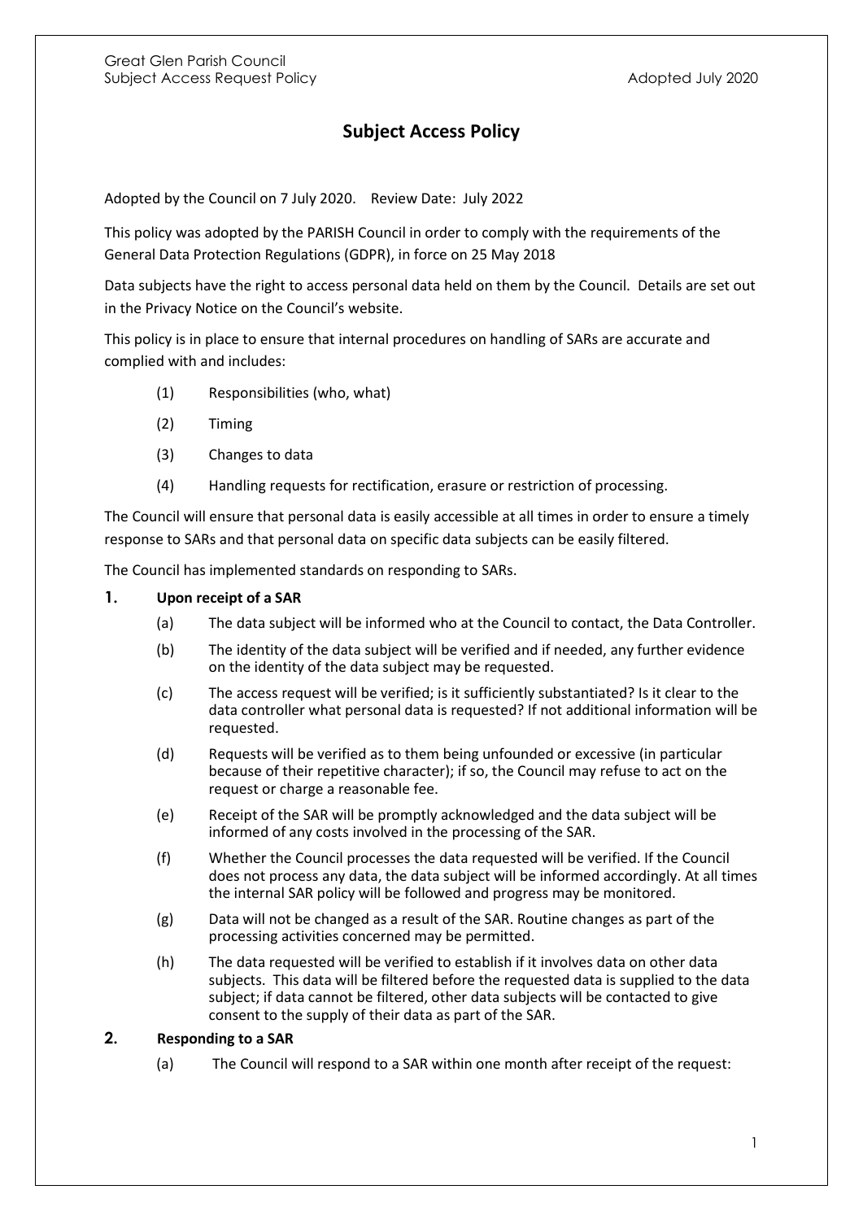# Subject Access Policy

Adopted by the Council on 7 July 2020. Review Date: July 2022

This policy was adopted by the PARISH Council in order to comply with the requirements of the General Data Protection Regulations (GDPR), in force on 25 May 2018

Data subjects have the right to access personal data held on them by the Council. Details are set out in the Privacy Notice on the Council's website.

This policy is in place to ensure that internal procedures on handling of SARs are accurate and complied with and includes:

(1) Responsibilities (who, what)

(2) Timing

(3) Changes to data

(4) Handling requests for rectification, erasure or restriction of processing.

The Council will ensure that personal data is easily accessible at all times in order to ensure a timely response to SARs and that personal data on specific data subjects can be easily filtered.

The Council has implemented standards on responding to SARs.

## 1. Upon receipt of a SAR

(a) The data subject will be informed who at the Council to contact, the Data Controller.

(b) The identity of the data subject will be verified and if needed, any further evidence on the identity of the data subject may be requested.

(c) The access request will be verified; is it sufficiently substantiated? Is it clear to the data controller what personal data is requested? If not additional information will be requested.

(d) Requests will be verified as to them being unfounded or excessive (in particular because of their repetitive character); if so, the Council may refuse to act on the request or charge a reasonable fee.

(e) Receipt of the SAR will be promptly acknowledged and the data subject will be informed of any costs involved in the processing of the SAR.

(f) Whether the Council processes the data requested will be verified. If the Council does not process any data, the data subject will be informed accordingly. At all times the internal SAR policy will be followed and progress may be monitored.

(g) Data will not be changed as a result of the SAR. Routine changes as part of the processing activities concerned may be permitted.

(h) The data requested will be verified to establish if it involves data on other data subjects. This data will be filtered before the requested data is supplied to the data subject; if data cannot be filtered, other data subjects will be contacted to give consent to the supply of their data as part of the SAR.

## 2. Responding to a SAR

(a) The Council will respond to a SAR within one month after receipt of the request: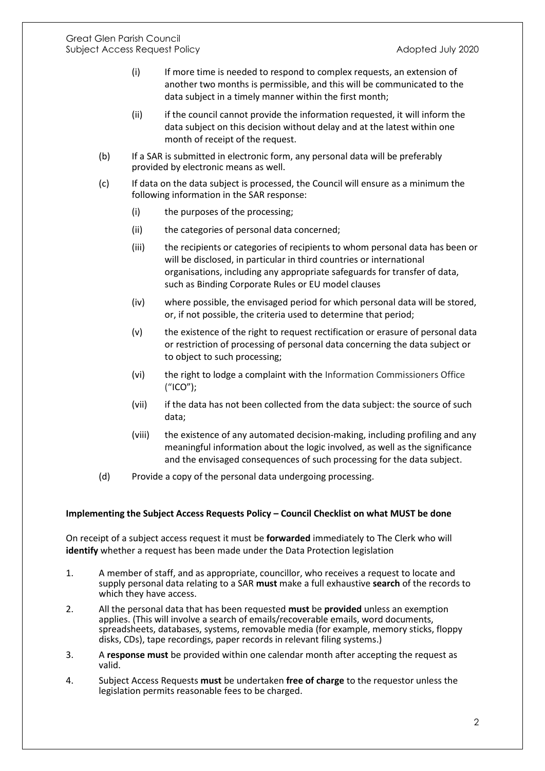(i) If more time is needed to respond to complex requests, an extension of another two months is permissible, and this will be communicated to the data subject in a timely manner within the first month;

(ii) if the council cannot provide the information requested, it will inform the data subject on this decision without delay and at the latest within one month of receipt of the request.

(b) If a SAR is submitted in electronic form, any personal data will be preferably provided by electronic means as well.

(c) If data on the data subject is processed, the Council will ensure as a minimum the following information in the SAR response:

(i) the purposes of the processing;

(ii) the categories of personal data concerned;

(iii) the recipients or categories of recipients to whom personal data has been or will be disclosed, in particular in third countries or international organisations, including any appropriate safeguards for transfer of data, such as Binding Corporate Rules or EU model clauses

(iv) where possible, the envisaged period for which personal data will be stored, or, if not possible, the criteria used to determine that period;

(v) the existence of the right to request rectification or erasure of personal data or restriction of processing of personal data concerning the data subject or to object to such processing;

(vi) the right to lodge a complaint with the Information Commissioners Office ("ICO");

(vii) if the data has not been collected from the data subject: the source of such data;

(viii) the existence of any automated decision-making, including profiling and any meaningful information about the logic involved, as well as the significance and the envisaged consequences of such processing for the data subject.

(d) Provide a copy of the personal data undergoing processing.

**Implementing the Subject Access Requests Policy – Council Checklist on what MUST be done**

On receipt of a subject access request it must be **forwarded** immediately to The Clerk who will **identify** whether a request has been made under the Data Protection legislation

1. A member of staff, and as appropriate, councillor, who receives a request to locate and supply personal data relating to a SAR **must** make a full exhaustive **search** of the records to which they have access.
2. All the personal data that has been requested **must** be **provided** unless an exemption applies. (This will involve a search of emails/recoverable emails, word documents, spreadsheets, databases, systems, removable media (for example, memory sticks, floppy disks, CDs), tape recordings, paper records in relevant filing systems.)
3. A **response must** be provided within one calendar month after accepting the request as valid.
4. Subject Access Requests **must** be undertaken **free of charge** to the requestor unless the legislation permits reasonable fees to be charged.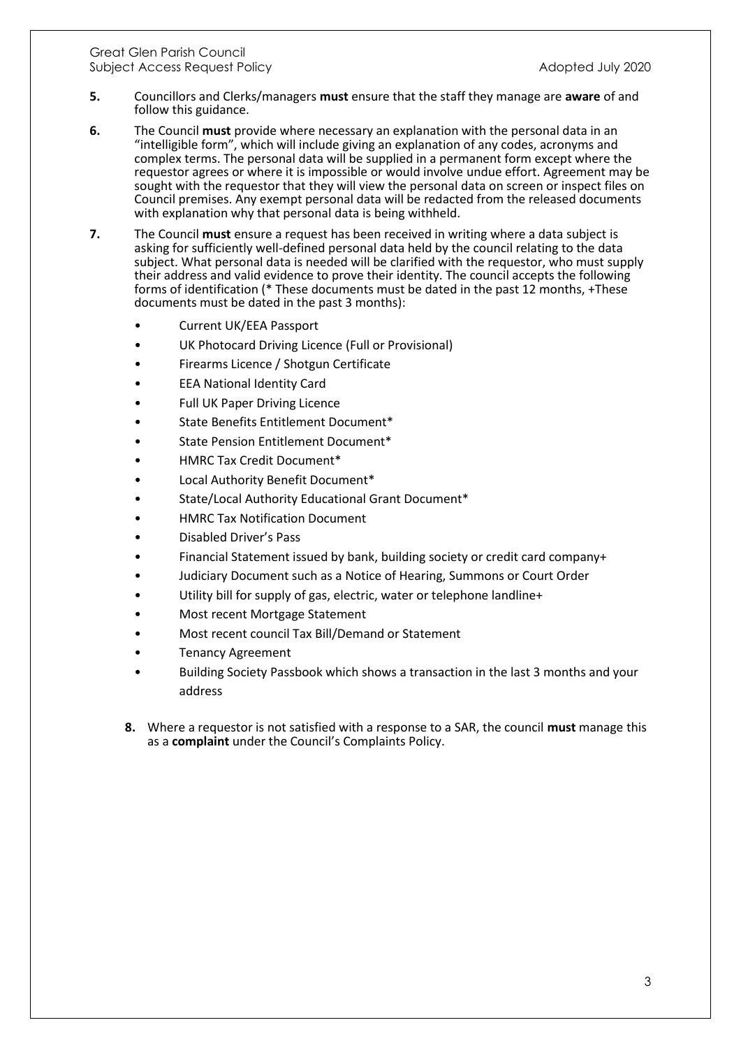**5.** Councillors and Clerks/managers **must** ensure that the staff they manage are **aware** of and follow this guidance.

**6.** The Council **must** provide where necessary an explanation with the personal data in an "intelligible form", which will include giving an explanation of any codes, acronyms and complex terms. The personal data will be supplied in a permanent form except where the requestor agrees or where it is impossible or would involve undue effort. Agreement may be sought with the requestor that they will view the personal data on screen or inspect files on Council premises. Any exempt personal data will be redacted from the released documents with explanation why that personal data is being withheld.

**7.** The Council **must** ensure a request has been received in writing where a data subject is asking for sufficiently well-defined personal data held by the council relating to the data subject. What personal data is needed will be clarified with the requestor, who must supply their address and valid evidence to prove their identity. The council accepts the following forms of identification (* These documents must be dated in the past 12 months, +These documents must be dated in the past 3 months):

- Current UK/EEA Passport
- UK Photocard Driving Licence (Full or Provisional)
- Firearms Licence / Shotgun Certificate
- EEA National Identity Card
- Full UK Paper Driving Licence
- State Benefits Entitlement Document*
- State Pension Entitlement Document*
- HMRC Tax Credit Document*
- Local Authority Benefit Document*
- State/Local Authority Educational Grant Document*
- HMRC Tax Notification Document
- Disabled Driver's Pass
- Financial Statement issued by bank, building society or credit card company+
- Judiciary Document such as a Notice of Hearing, Summons or Court Order
- Utility bill for supply of gas, electric, water or telephone landline+
- Most recent Mortgage Statement
- Most recent council Tax Bill/Demand or Statement
- Tenancy Agreement
- Building Society Passbook which shows a transaction in the last 3 months and your address

**8.** Where a requestor is not satisfied with a response to a SAR, the council **must** manage this as a **complaint** under the Council's Complaints Policy.